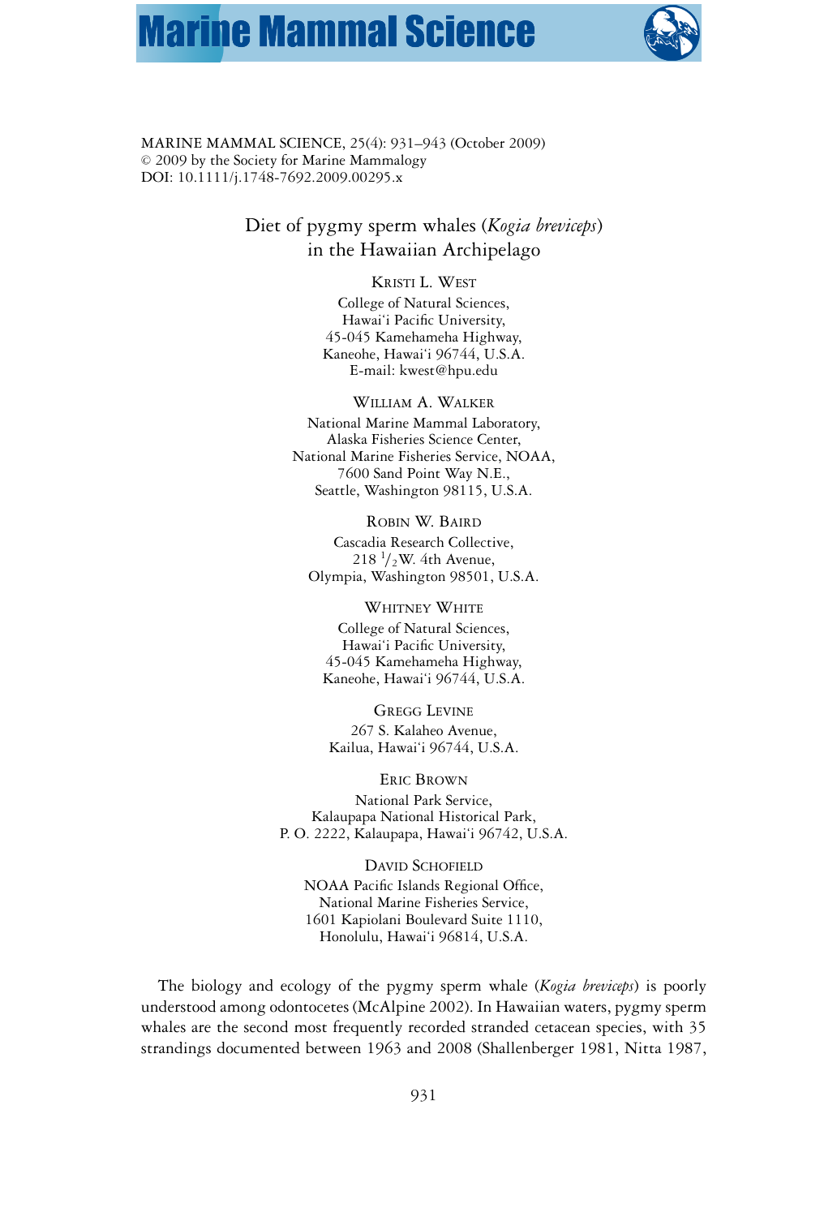MARINE MAMMAL SCIENCE, 25(4): 931–943 (October 2009)
© 2009 by the Society for Marine Mammalogy
DOI: 10.1111/j.1748-7692.2009.00295.x

# Diet of pygmy sperm whales (*Kogia breviceps*) in the Hawaiian Archipelago

Kristi L. West
College of Natural Sciences,
Hawai'i Pacific University,
45-045 Kamehameha Highway,
Kaneohe, Hawai'i 96744, U.S.A.
E-mail: kwest@hpu.edu

William A. Walker
National Marine Mammal Laboratory,
Alaska Fisheries Science Center,
National Marine Fisheries Service, NOAA,
7600 Sand Point Way N.E.,
Seattle, Washington 98115, U.S.A.

Robin W. Baird
Cascadia Research Collective,
218 1/2 W. 4th Avenue,
Olympia, Washington 98501, U.S.A.

Whitney White
College of Natural Sciences,
Hawai'i Pacific University,
45-045 Kamehameha Highway,
Kaneohe, Hawai'i 96744, U.S.A.

Gregg Levine
267 S. Kalaheo Avenue,
Kailua, Hawai'i 96744, U.S.A.

Eric Brown
National Park Service,
Kalaupapa National Historical Park,
P. O. 2222, Kalaupapa, Hawai'i 96742, U.S.A.

David Schofield
NOAA Pacific Islands Regional Office,
National Marine Fisheries Service,
1601 Kapiolani Boulevard Suite 1110,
Honolulu, Hawai'i 96814, U.S.A.

The biology and ecology of the pygmy sperm whale (*Kogia breviceps*) is poorly understood among odontocetes (McAlpine 2002). In Hawaiian waters, pygmy sperm whales are the second most frequently recorded stranded cetacean species, with 35 strandings documented between 1963 and 2008 (Shallenberger 1981, Nitta 1987,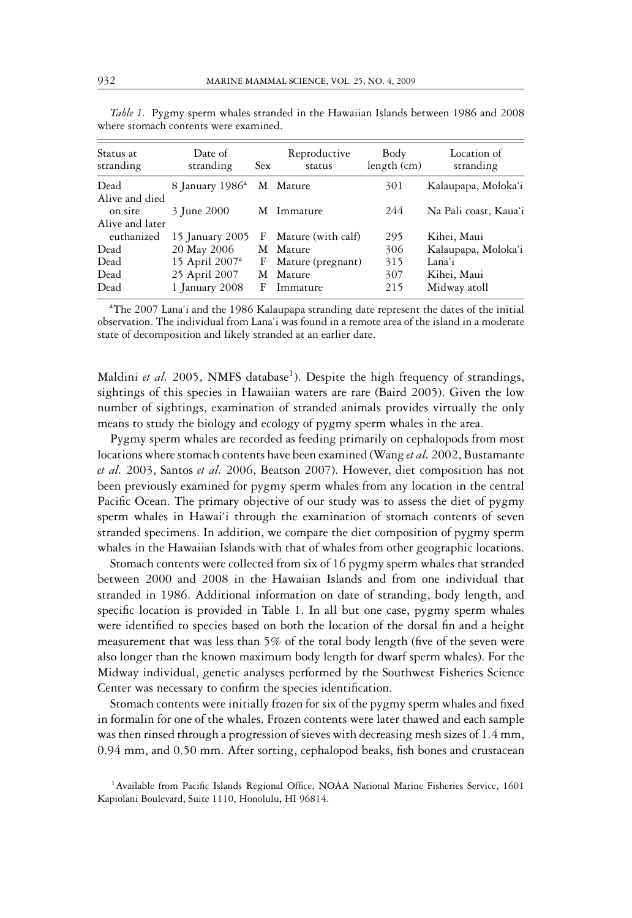*Table 1.* Pygmy sperm whales stranded in the Hawaiian Islands between 1986 and 2008 where stomach contents were examined.

| Status at stranding | Date of stranding | Sex | Reproductive status | Body length (cm) | Location of stranding |
|---|---|---|---|---|---|
| Dead | 8 January 1986[a] | M | Mature | 301 | Kalaupapa, Moloka'i |
| Alive and died on site | 3 June 2000 | M | Immature | 244 | Na Pali coast, Kaua'i |
| Alive and later euthanized | 15 January 2005 | F | Mature (with calf) | 295 | Kihei, Maui |
| Dead | 20 May 2006 | M | Mature | 306 | Kalaupapa, Moloka'i |
| Dead | 15 April 2007[a] | F | Mature (pregnant) | 315 | Lana'i |
| Dead | 25 April 2007 | M | Mature | 307 | Kihei, Maui |
| Dead | 1 January 2008 | F | Immature | 215 | Midway atoll |

[a]The 2007 Lana'i and the 1986 Kalaupapa stranding date represent the dates of the initial observation. The individual from Lana'i was found in a remote area of the island in a moderate state of decomposition and likely stranded at an earlier date.

Maldini *et al.* 2005, NMFS database[1]). Despite the high frequency of strandings, sightings of this species in Hawaiian waters are rare (Baird 2005). Given the low number of sightings, examination of stranded animals provides virtually the only means to study the biology and ecology of pygmy sperm whales in the area.

Pygmy sperm whales are recorded as feeding primarily on cephalopods from most locations where stomach contents have been examined (Wang *et al.* 2002, Bustamante *et al.* 2003, Santos *et al.* 2006, Beatson 2007). However, diet composition has not been previously examined for pygmy sperm whales from any location in the central Pacific Ocean. The primary objective of our study was to assess the diet of pygmy sperm whales in Hawai'i through the examination of stomach contents of seven stranded specimens. In addition, we compare the diet composition of pygmy sperm whales in the Hawaiian Islands with that of whales from other geographic locations.

Stomach contents were collected from six of 16 pygmy sperm whales that stranded between 2000 and 2008 in the Hawaiian Islands and from one individual that stranded in 1986. Additional information on date of stranding, body length, and specific location is provided in Table 1. In all but one case, pygmy sperm whales were identified to species based on both the location of the dorsal fin and a height measurement that was less than 5% of the total body length (five of the seven were also longer than the known maximum body length for dwarf sperm whales). For the Midway individual, genetic analyses performed by the Southwest Fisheries Science Center was necessary to confirm the species identification.

Stomach contents were initially frozen for six of the pygmy sperm whales and fixed in formalin for one of the whales. Frozen contents were later thawed and each sample was then rinsed through a progression of sieves with decreasing mesh sizes of 1.4 mm, 0.94 mm, and 0.50 mm. After sorting, cephalopod beaks, fish bones and crustacean

[1]Available from Pacific Islands Regional Office, NOAA National Marine Fisheries Service, 1601 Kapiolani Boulevard, Suite 1110, Honolulu, HI 96814.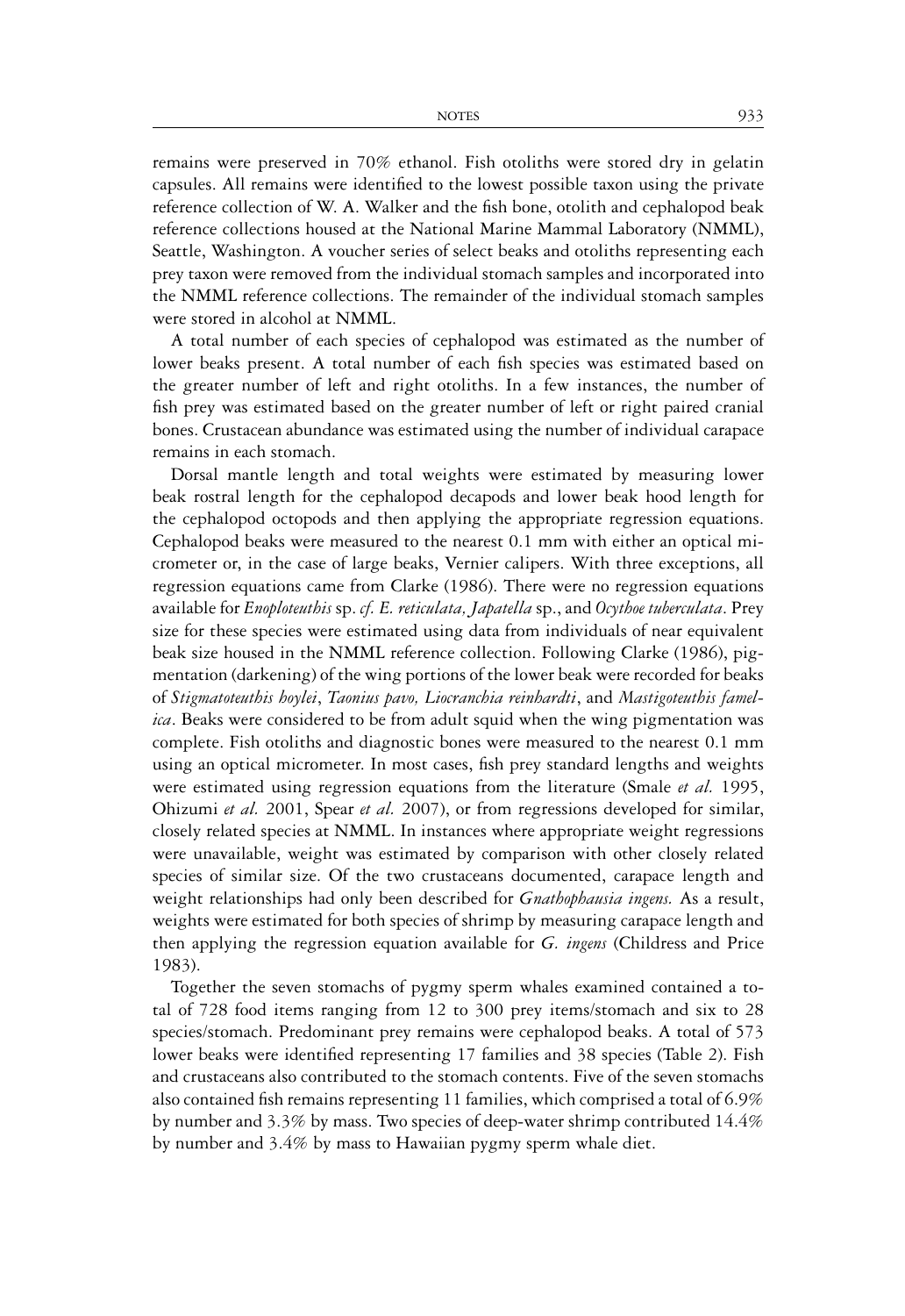remains were preserved in 70% ethanol. Fish otoliths were stored dry in gelatin capsules. All remains were identified to the lowest possible taxon using the private reference collection of W. A. Walker and the fish bone, otolith and cephalopod beak reference collections housed at the National Marine Mammal Laboratory (NMML), Seattle, Washington. A voucher series of select beaks and otoliths representing each prey taxon were removed from the individual stomach samples and incorporated into the NMML reference collections. The remainder of the individual stomach samples were stored in alcohol at NMML.

A total number of each species of cephalopod was estimated as the number of lower beaks present. A total number of each fish species was estimated based on the greater number of left and right otoliths. In a few instances, the number of fish prey was estimated based on the greater number of left or right paired cranial bones. Crustacean abundance was estimated using the number of individual carapace remains in each stomach.

Dorsal mantle length and total weights were estimated by measuring lower beak rostral length for the cephalopod decapods and lower beak hood length for the cephalopod octopods and then applying the appropriate regression equations. Cephalopod beaks were measured to the nearest 0.1 mm with either an optical micrometer or, in the case of large beaks, Vernier calipers. With three exceptions, all regression equations came from Clarke (1986). There were no regression equations available for *Enoploteuthis* sp. *cf. E. reticulata*, *Japatella* sp., and *Ocythoe tuberculata*. Prey size for these species were estimated using data from individuals of near equivalent beak size housed in the NMML reference collection. Following Clarke (1986), pigmentation (darkening) of the wing portions of the lower beak were recorded for beaks of *Stigmatoteuthis hoylei*, *Taonius pavo, Liocranchia reinhardti*, and *Mastigoteuthis famelica*. Beaks were considered to be from adult squid when the wing pigmentation was complete. Fish otoliths and diagnostic bones were measured to the nearest 0.1 mm using an optical micrometer. In most cases, fish prey standard lengths and weights were estimated using regression equations from the literature (Smale *et al.* 1995, Ohizumi *et al.* 2001, Spear *et al.* 2007), or from regressions developed for similar, closely related species at NMML. In instances where appropriate weight regressions were unavailable, weight was estimated by comparison with other closely related species of similar size. Of the two crustaceans documented, carapace length and weight relationships had only been described for *Gnathophausia ingens.* As a result, weights were estimated for both species of shrimp by measuring carapace length and then applying the regression equation available for *G. ingens* (Childress and Price 1983).

Together the seven stomachs of pygmy sperm whales examined contained a total of 728 food items ranging from 12 to 300 prey items/stomach and six to 28 species/stomach. Predominant prey remains were cephalopod beaks. A total of 573 lower beaks were identified representing 17 families and 38 species (Table 2). Fish and crustaceans also contributed to the stomach contents. Five of the seven stomachs also contained fish remains representing 11 families, which comprised a total of 6.9% by number and 3.3% by mass. Two species of deep-water shrimp contributed 14.4% by number and 3.4% by mass to Hawaiian pygmy sperm whale diet.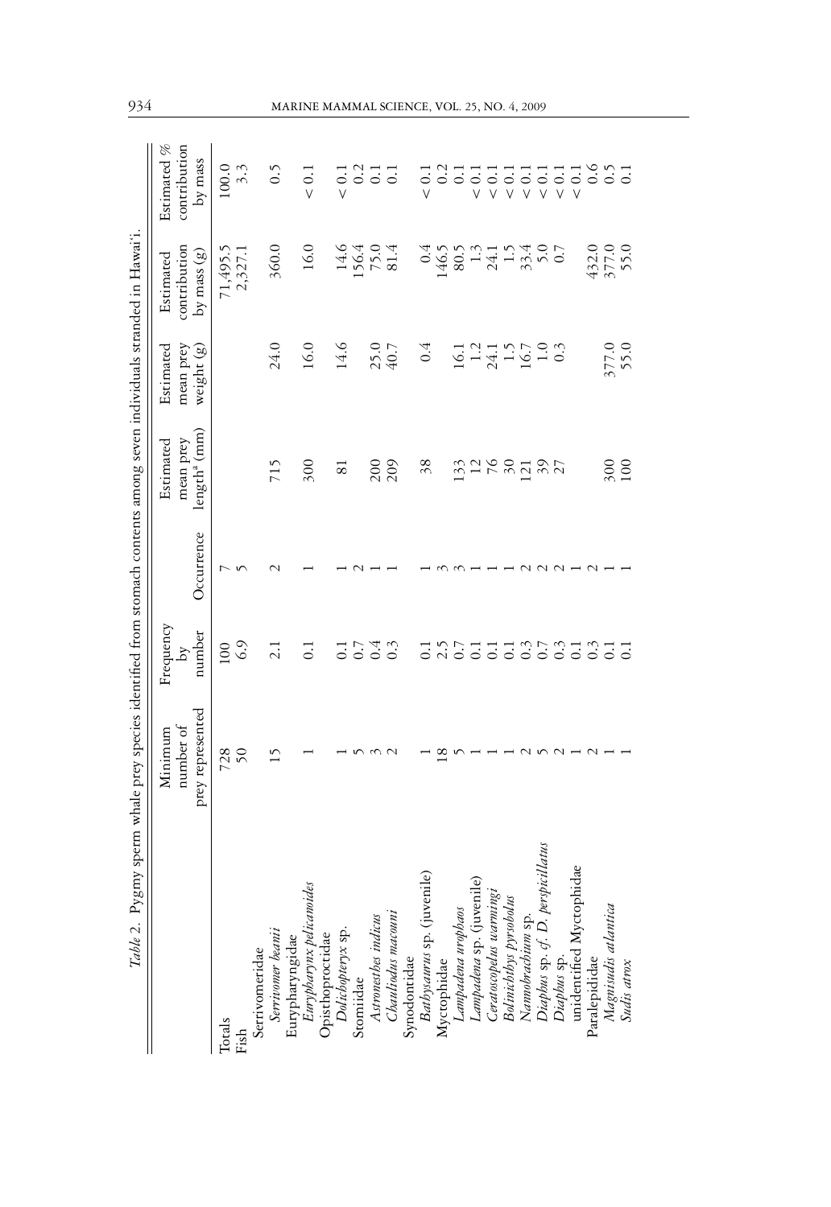*Table 2.* Pygmy sperm whale prey species identified from stomach contents among seven individuals stranded in Hawai'i.

| | Minimum number of prey represented | Frequency by number | Occurrence | Estimated mean prey length[a] (mm) | Estimated mean prey weight (g) | Estimated contribution by mass (g) | Estimated % contribution by mass |
|---|---|---|---|---|---|---|---|
| Totals | 728 | 100 | 7 | | | 71,495.5 | 100.0 |
| Fish | 50 | 6.9 | 5 | | | 2,327.1 | 3.3 |
| Serrivomeridae | | | | | | | |
| *Serrivomer beanii* | 15 | 2.1 | 2 | 715 | 24.0 | 360.0 | 0.5 |
| Eurypharyngidae | | | | | | | |
| *Eurypharynx pelicanoides* | 1 | 0.1 | 1 | 300 | 16.0 | 16.0 | < 0.1 |
| Opisthoproctidae | | | | | | | |
| *Dolichopteryx* sp. | 1 | 0.1 | 1 | 81 | 14.6 | 14.6 | < 0.1 |
| Stomiidae | 5 | 0.7 | 2 | | | 156.4 | 0.2 |
| *Astronesthes indicus* | 3 | 0.4 | 1 | 200 | 25.0 | 75.0 | 0.1 |
| *Chauliodus macouni* | 2 | 0.3 | 1 | 209 | 40.7 | 81.4 | 0.1 |
| Synodontidae | | | | | | | |
| *Bathysaurus* sp. (juvenile) | 1 | 0.1 | 1 | 38 | 0.4 | 0.4 | < 0.1 |
| Myctophidae | 18 | 2.5 | 3 | | | 146.5 | 0.2 |
| *Lampadena urophaos* | 5 | 0.7 | 3 | 133 | 16.1 | 80.5 | 0.1 |
| *Lampadena* sp. (juvenile) | 1 | 0.1 | 1 | 12 | 1.2 | 1.3 | < 0.1 |
| *Ceratoscopelus warmingi* | 1 | 0.1 | 1 | 76 | 24.1 | 24.1 | < 0.1 |
| *Bolinichthys pyrsobolus* | 1 | 0.1 | 1 | 30 | 1.5 | 1.5 | < 0.1 |
| *Nannobrachium* sp. | 2 | 0.3 | 2 | 121 | 16.7 | 33.4 | < 0.1 |
| *Diaphus* sp. cf. *D. perspicillatus* | 5 | 0.7 | 2 | 39 | 1.0 | 5.0 | < 0.1 |
| *Diaphus* sp. | 2 | 0.3 | 2 | 27 | 0.3 | 0.7 | < 0.1 |
| unidentified Myctophidae | 1 | 0.1 | 1 | | | | < 0.1 |
| Paralepididae | 2 | 0.3 | 2 | | | 432.0 | 0.6 |
| *Magnisudis atlantica* | 1 | 0.1 | 1 | 300 | 377.0 | 377.0 | 0.5 |
| *Sudis atrox* | 1 | 0.1 | 1 | 100 | 55.0 | 55.0 | 0.1 |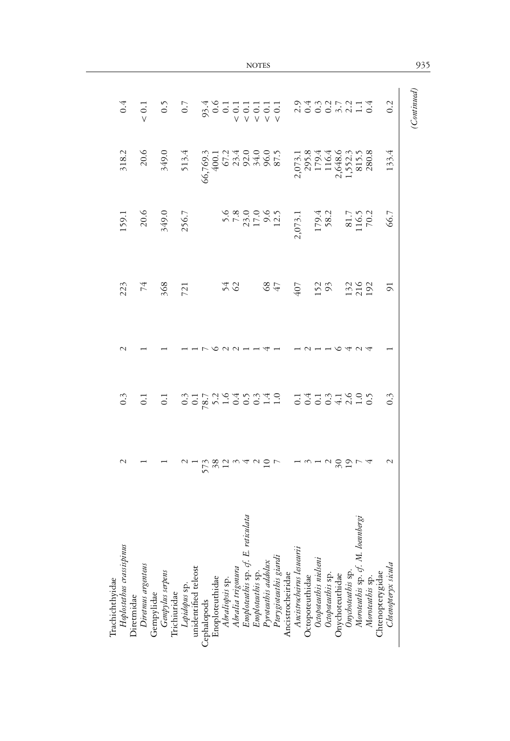| | | | | | | | |
|---|---|---|---|---|---|---|---|
| Trachichthyidae | | | | | | | |
| *Hoplostethus crassispinus* | 2 | 0.3 | 2 | 223 | 159.1 | 318.2 | 0.4 |
| Diretmidae | | | | | | | |
| *Diretmus argenteus* | 1 | 0.1 | 1 | 74 | 20.6 | 20.6 | < 0.1 |
| Gempylidae | | | | | | | |
| *Gempylus serpens* | 1 | 0.1 | 1 | 368 | 349.0 | 349.0 | 0.5 |
| Trichiuridae | | | | | | | |
| *Lepidopus* sp. | 2 | 0.3 | 1 | 721 | 256.7 | 513.4 | 0.7 |
| unidentified teleost | 1 | 0.1 | 1 | | | | |
| Cephalopods | 573 | 78.7 | 7 | | | 66,769.3 | 93.4 |
| Enoploteuthidae | 38 | 5.2 | 6 | | | 400.1 | 0.6 |
| *Abraliopsis* sp. | 12 | 1.6 | 2 | 54 | 5.6 | 67.2 | 0.1 |
| *Abralia trigonura* | 3 | 0.4 | 2 | 62 | 7.8 | 23.4 | < 0.1 |
| *Enoploteuthis* sp. cf. *E. reticulata* | 4 | 0.5 | 1 | | 23.0 | 92.0 | < 0.1 |
| *Enoploteuthis* sp. | 2 | 0.3 | 1 | | 17.0 | 34.0 | < 0.1 |
| *Pyroteuthis addolux* | 10 | 1.4 | 4 | 68 | 9.6 | 96.0 | < 0.1 |
| *Pterygioteuthis giardi* | 7 | 1.0 | 1 | 47 | 12.5 | 87.5 | < 0.1 |
| Ancistrocheiridae | | | | | | | |
| *Ancistrocheirus lesueurii* | 1 | 0.1 | 1 | 407 | 2,073.1 | 2,073.1 | 2.9 |
| Octopoteuthidae | 3 | 0.4 | 2 | | | 295.8 | 0.4 |
| *Octopoteuthis nielseni* | 1 | 0.1 | 1 | 152 | 179.4 | 179.4 | 0.3 |
| *Octopoteuthis* sp. | 2 | 0.3 | 1 | 93 | 58.2 | 116.4 | 0.2 |
| Onychoteuthidae | 30 | 4.1 | 6 | | | 2,648.6 | 3.7 |
| *Onychoteuthis* sp. | 19 | 2.6 | 4 | 132 | 81.7 | 1,552.3 | 2.2 |
| *Moroteuthis* sp. cf. *M. loennbergi* | 7 | 1.0 | 2 | 216 | 116.5 | 815.5 | 1.1 |
| *Moroteuthis* sp. | 4 | 0.5 | 4 | 192 | 70.2 | 280.8 | 0.4 |
| Chtenopterygidae | | | | | | | |
| *Chtenopteryx sicula* | 2 | 0.3 | 1 | 91 | 66.7 | 133.4 | 0.2 |

*(Continued)*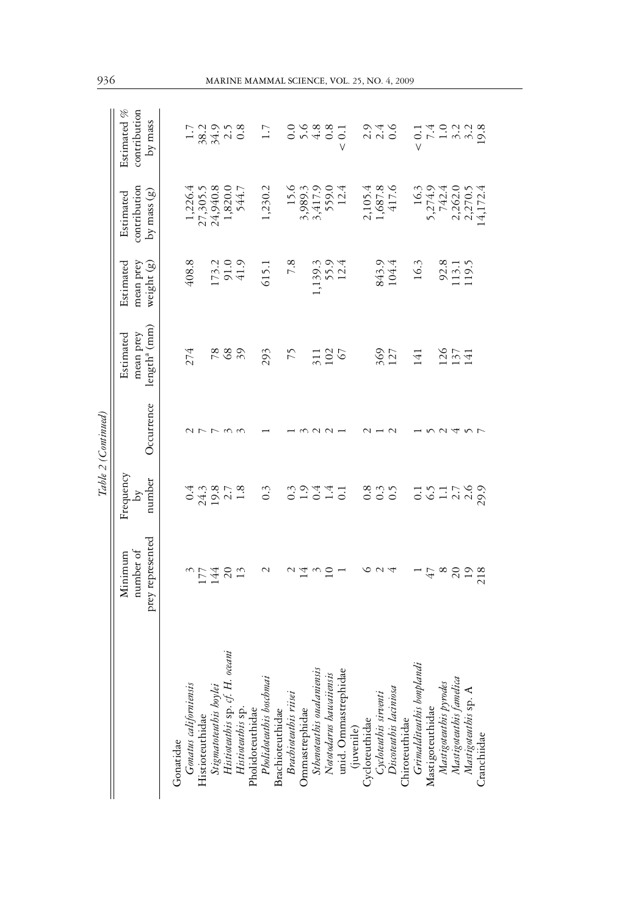*Table 2 (Continued)*

| | Minimum number of prey represented | Frequency by number | Occurrence | Estimated mean prey length[a] (mm) | Estimated mean prey weight (g) | Estimated contribution by mass (g) | Estimated % contribution by mass |
|---|---|---|---|---|---|---|---|
| Gonatidae | | | | | | | |
| *Gonatus californiensis* | 3 | 0.4 | 2 | 274 | 408.8 | 1,226.4 | 1.7 |
| Histioteuthidae | 177 | 24.3 | 7 | | | 27,305.5 | 38.2 |
| *Stigmatoteuthis hoylei* | 144 | 19.8 | 7 | 78 | 173.2 | 24,940.8 | 34.9 |
| *Histioteuthis* sp. cf. *H. oceani* | 20 | 2.7 | 3 | 68 | 91.0 | 1,820.0 | 2.5 |
| *Histioteuthis* sp. | 13 | 1.8 | 3 | 39 | 41.9 | 544.7 | 0.8 |
| Pholidoteuthidae | | | | | | | |
| *Pholidoteuthis boschmai* | 2 | 0.3 | 1 | 293 | 615.1 | 1,230.2 | 1.7 |
| Brachioteuthidae | | | | | | | |
| *Brachioteuthis riisei* | 2 | 0.3 | 1 | 75 | 7.8 | 15.6 | 0.0 |
| Ommastrephidae | 14 | 1.9 | 3 | | | 3,989.3 | 5.6 |
| *Sthenoteuthis oualaniensis* | 3 | 0.4 | 2 | 311 | 1,139.3 | 3,417.9 | 4.8 |
| *Nototodarus hawaiiensis* | 10 | 1.4 | 2 | 102 | 55.9 | 559.0 | 0.8 |
| unid. Ommastrephidae (juvenile) | 1 | 0.1 | 1 | 67 | 12.4 | 12.4 | < 0.1 |
| Cycloteuthidae | 6 | 0.8 | 2 | | | 2,105.4 | 2.9 |
| *Cycloteuthis sirventi* | 2 | 0.3 | 1 | 369 | 843.9 | 1,687.8 | 2.4 |
| *Discoteuthis laciniosa* | 4 | 0.5 | 2 | 127 | 104.4 | 417.6 | 0.6 |
| Chiroteuthidae | | | | | | | |
| *Grimalditeuthis bonplandi* | 1 | 0.1 | 1 | 141 | 16.3 | 16.3 | < 0.1 |
| Mastigoteuthidae | 47 | 6.5 | 5 | | | 5,274.9 | 7.4 |
| *Mastigoteuthis pyrodes* | 8 | 1.1 | 2 | 126 | 92.8 | 742.4 | 1.0 |
| *Mastigoteuthis famelica* | 20 | 2.7 | 4 | 137 | 113.1 | 2,262.0 | 3.2 |
| *Mastigoteuthis* sp. A | 19 | 2.6 | 5 | 141 | 119.5 | 2,270.5 | 3.2 |
| Cranchiidae | 218 | 29.9 | 7 | | | 14,172.4 | 19.8 |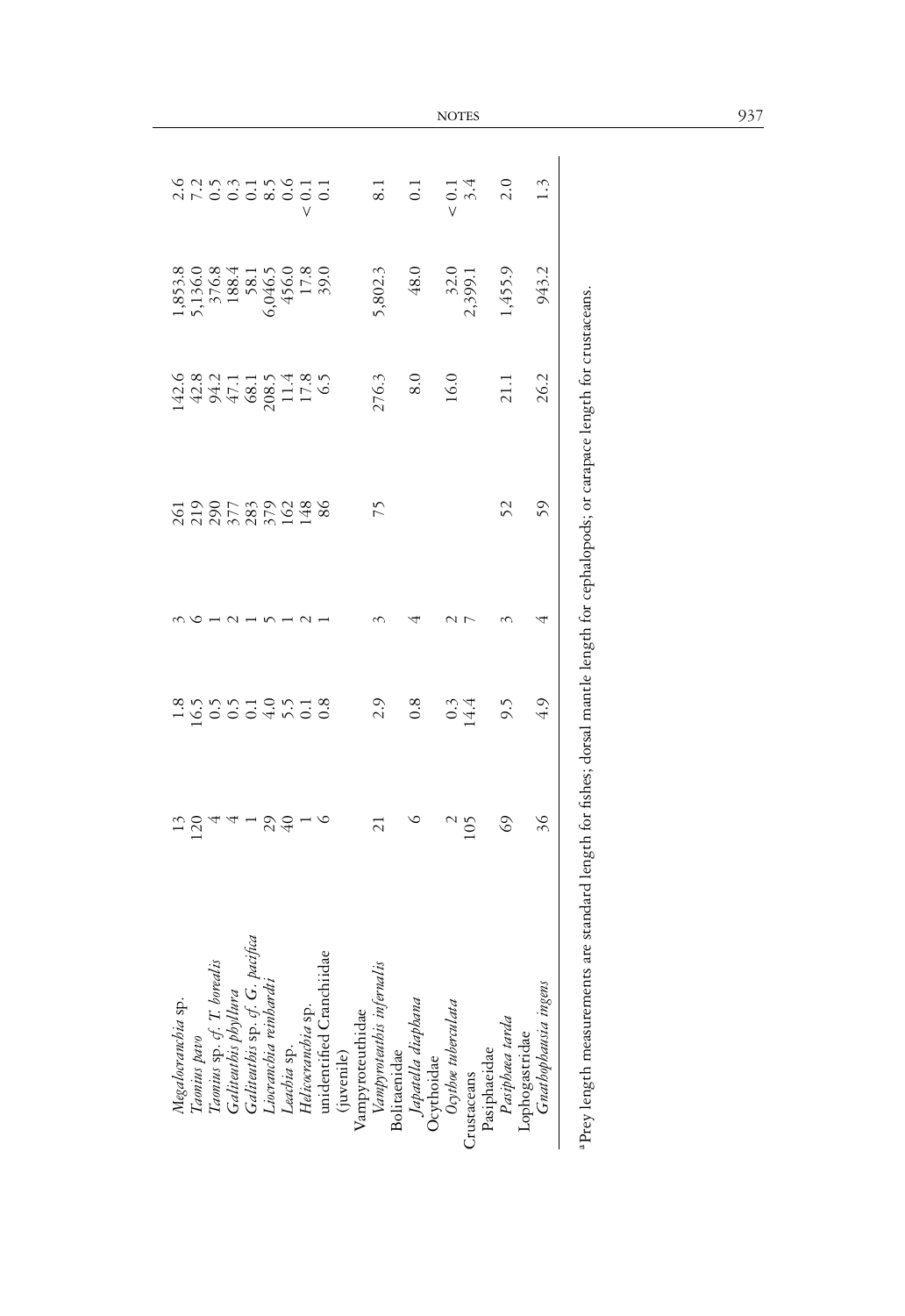| | | | | | | | |
|---|---|---|---|---|---|---|---|
| *Megalocranchia* sp. | 13 | 1.8 | 3 | 261 | 142.6 | 1,853.8 | 2.6 |
| *Taonius pavo* | 120 | 16.5 | 6 | 219 | 42.8 | 5,136.0 | 7.2 |
| *Taonius* sp. cf. *T. borealis* | 4 | 0.5 | 1 | 290 | 94.2 | 376.8 | 0.5 |
| *Galiteuthis phyllura* | 4 | 0.5 | 2 | 377 | 47.1 | 188.4 | 0.3 |
| *Galiteuthis* sp. cf. *G. pacifica* | 1 | 0.1 | 1 | 283 | 68.1 | 58.1 | 0.1 |
| *Liocranchia reinhardti* | 29 | 4.0 | 5 | 379 | 208.5 | 6,046.5 | 8.5 |
| *Leachia* sp. | 40 | 5.5 | 1 | 162 | 11.4 | 456.0 | 0.6 |
| *Helicocranchia* sp. | 1 | 0.1 | 2 | 148 | 17.8 | 17.8 | < 0.1 |
| unidentified Cranchiidae (juvenile) | 6 | 0.8 | 1 | 86 | 6.5 | 39.0 | 0.1 |
| Vampyroteuthidae | | | | | | | |
| *Vampyroteuthis infernalis* | 21 | 2.9 | 3 | 75 | 276.3 | 5,802.3 | 8.1 |
| Bolitaenidae | | | | | | | |
| *Japatella diaphana* | 6 | 0.8 | 4 | | 8.0 | 48.0 | 0.1 |
| Ocythoidae | | | | | | | |
| *Ocythoe tuberculata* | 2 | 0.3 | 2 | | 16.0 | 32.0 | < 0.1 |
| Crustaceans | 105 | 14.4 | 7 | | | 2,399.1 | 3.4 |
| Pasiphaeidae | | | | | | | |
| *Pasiphaea tarda* | 69 | 9.5 | 3 | 52 | 21.1 | 1,455.9 | 2.0 |
| Lophogastridae | | | | | | | |
| *Gnathophausia ingens* | 36 | 4.9 | 4 | 59 | 26.2 | 943.2 | 1.3 |

[a] Prey length measurements are standard length for fishes; dorsal mantle length for cephalopods; or carapace length for crustaceans.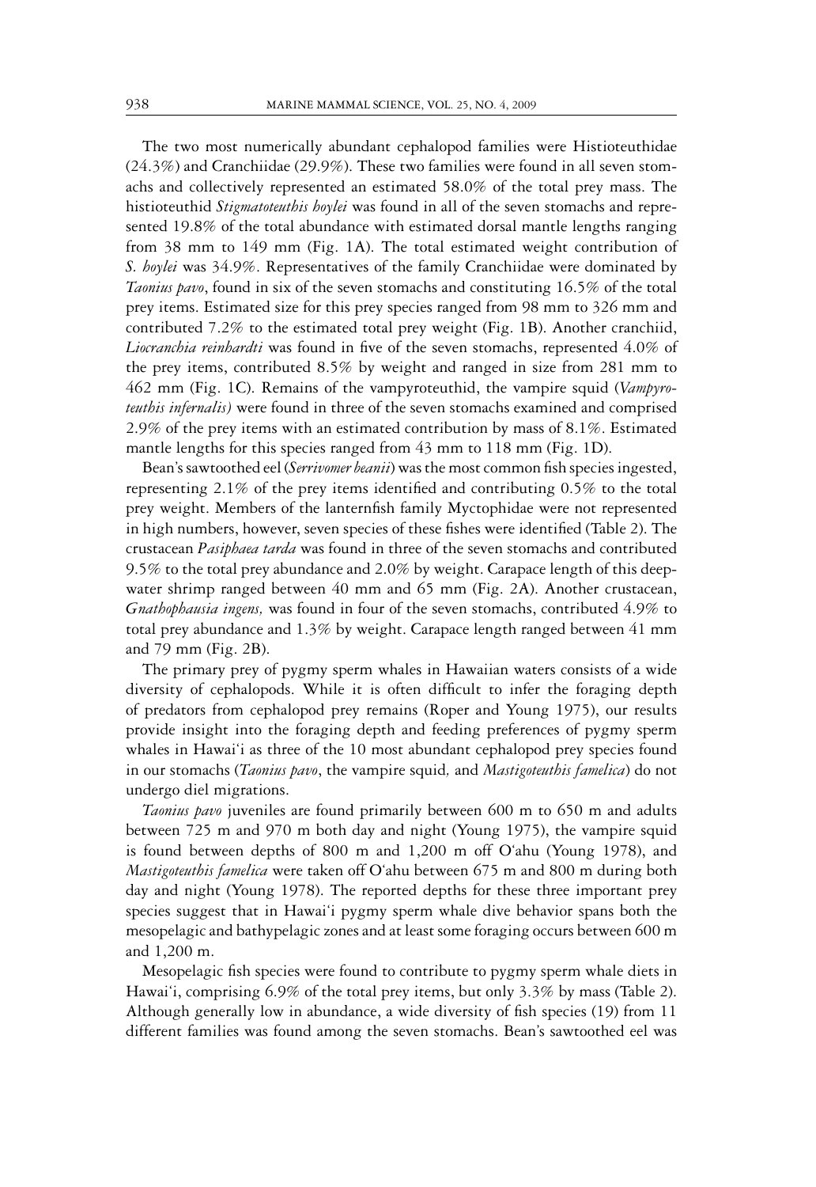The two most numerically abundant cephalopod families were Histioteuthidae (24.3%) and Cranchiidae (29.9%). These two families were found in all seven stomachs and collectively represented an estimated 58.0% of the total prey mass. The histioteuthid *Stigmatoteuthis hoylei* was found in all of the seven stomachs and represented 19.8% of the total abundance with estimated dorsal mantle lengths ranging from 38 mm to 149 mm (Fig. 1A). The total estimated weight contribution of *S. hoylei* was 34.9%. Representatives of the family Cranchiidae were dominated by *Taonius pavo*, found in six of the seven stomachs and constituting 16.5% of the total prey items. Estimated size for this prey species ranged from 98 mm to 326 mm and contributed 7.2% to the estimated total prey weight (Fig. 1B). Another cranchiid, *Liocranchia reinhardti* was found in five of the seven stomachs, represented 4.0% of the prey items, contributed 8.5% by weight and ranged in size from 281 mm to 462 mm (Fig. 1C). Remains of the vampyroteuthid, the vampire squid (*Vampyroteuthis infernalis)* were found in three of the seven stomachs examined and comprised 2.9% of the prey items with an estimated contribution by mass of 8.1%. Estimated mantle lengths for this species ranged from 43 mm to 118 mm (Fig. 1D).

Bean's sawtoothed eel (*Serrivomer beanii*) was the most common fish species ingested, representing 2.1% of the prey items identified and contributing 0.5% to the total prey weight. Members of the lanternfish family Myctophidae were not represented in high numbers, however, seven species of these fishes were identified (Table 2). The crustacean *Pasiphaea tarda* was found in three of the seven stomachs and contributed 9.5% to the total prey abundance and 2.0% by weight. Carapace length of this deepwater shrimp ranged between 40 mm and 65 mm (Fig. 2A). Another crustacean, *Gnathophausia ingens,* was found in four of the seven stomachs, contributed 4.9% to total prey abundance and 1.3% by weight. Carapace length ranged between 41 mm and 79 mm (Fig. 2B).

The primary prey of pygmy sperm whales in Hawaiian waters consists of a wide diversity of cephalopods. While it is often difficult to infer the foraging depth of predators from cephalopod prey remains (Roper and Young 1975), our results provide insight into the foraging depth and feeding preferences of pygmy sperm whales in Hawai'i as three of the 10 most abundant cephalopod prey species found in our stomachs (*Taonius pavo*, the vampire squid*,* and *Mastigoteuthis famelica*) do not undergo diel migrations.

*Taonius pavo* juveniles are found primarily between 600 m to 650 m and adults between 725 m and 970 m both day and night (Young 1975), the vampire squid is found between depths of 800 m and 1,200 m off O'ahu (Young 1978), and *Mastigoteuthis famelica* were taken off O'ahu between 675 m and 800 m during both day and night (Young 1978). The reported depths for these three important prey species suggest that in Hawai'i pygmy sperm whale dive behavior spans both the mesopelagic and bathypelagic zones and at least some foraging occurs between 600 m and 1,200 m.

Mesopelagic fish species were found to contribute to pygmy sperm whale diets in Hawai'i, comprising 6.9% of the total prey items, but only 3.3% by mass (Table 2). Although generally low in abundance, a wide diversity of fish species (19) from 11 different families was found among the seven stomachs. Bean's sawtoothed eel was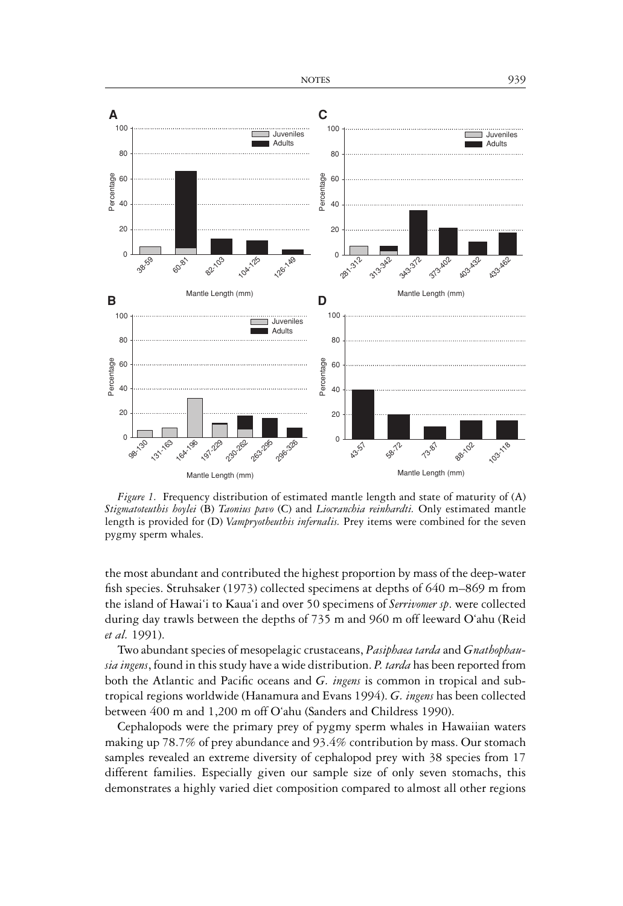*Figure 1.* Frequency distribution of estimated mantle length and state of maturity of (A) *Stigmatoteuthis hoylei* (B) *Taonius pavo* (C) and *Liocranchia reinhardti.* Only estimated mantle length is provided for (D) *Vampryotheuthis infernalis.* Prey items were combined for the seven pygmy sperm whales.

the most abundant and contributed the highest proportion by mass of the deep-water fish species. Struhsaker (1973) collected specimens at depths of 640 m–869 m from the island of Hawai'i to Kaua'i and over 50 specimens of *Serrivomer sp*. were collected during day trawls between the depths of 735 m and 960 m off leeward O'ahu (Reid *et al.* 1991).

Two abundant species of mesopelagic crustaceans, *Pasiphaea tarda* and *Gnathophausia ingens*, found in this study have a wide distribution. *P. tarda* has been reported from both the Atlantic and Pacific oceans and *G. ingens* is common in tropical and subtropical regions worldwide (Hanamura and Evans 1994). *G. ingens* has been collected between 400 m and 1,200 m off O'ahu (Sanders and Childress 1990).

Cephalopods were the primary prey of pygmy sperm whales in Hawaiian waters making up 78.7% of prey abundance and 93.4% contribution by mass. Our stomach samples revealed an extreme diversity of cephalopod prey with 38 species from 17 different families. Especially given our sample size of only seven stomachs, this demonstrates a highly varied diet composition compared to almost all other regions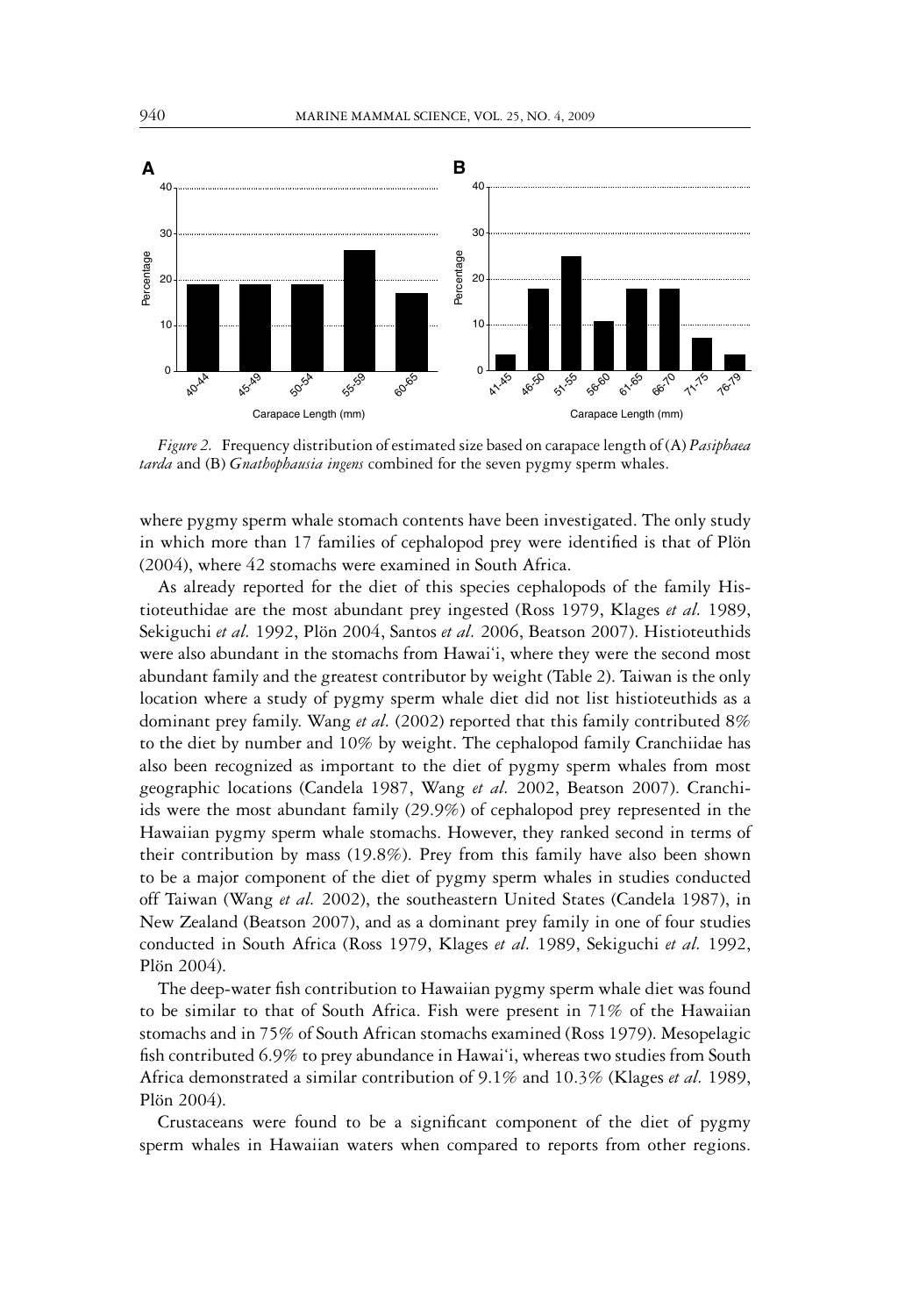*Figure 2.* Frequency distribution of estimated size based on carapace length of (A) *Pasiphaea tarda* and (B) *Gnathophausia ingens* combined for the seven pygmy sperm whales.

where pygmy sperm whale stomach contents have been investigated. The only study in which more than 17 families of cephalopod prey were identified is that of Plön (2004), where 42 stomachs were examined in South Africa.

As already reported for the diet of this species cephalopods of the family Histioteuthidae are the most abundant prey ingested (Ross 1979, Klages *et al.* 1989, Sekiguchi *et al.* 1992, Plön 2004, Santos *et al.* 2006, Beatson 2007). Histioteuthids were also abundant in the stomachs from Hawai'i, where they were the second most abundant family and the greatest contributor by weight (Table 2). Taiwan is the only location where a study of pygmy sperm whale diet did not list histioteuthids as a dominant prey family. Wang *et al.* (2002) reported that this family contributed 8% to the diet by number and 10% by weight. The cephalopod family Cranchiidae has also been recognized as important to the diet of pygmy sperm whales from most geographic locations (Candela 1987, Wang *et al.* 2002, Beatson 2007). Cranchiids were the most abundant family (29.9%) of cephalopod prey represented in the Hawaiian pygmy sperm whale stomachs. However, they ranked second in terms of their contribution by mass (19.8%). Prey from this family have also been shown to be a major component of the diet of pygmy sperm whales in studies conducted off Taiwan (Wang *et al.* 2002), the southeastern United States (Candela 1987), in New Zealand (Beatson 2007), and as a dominant prey family in one of four studies conducted in South Africa (Ross 1979, Klages *et al.* 1989, Sekiguchi *et al.* 1992, Plön 2004).

The deep-water fish contribution to Hawaiian pygmy sperm whale diet was found to be similar to that of South Africa. Fish were present in 71% of the Hawaiian stomachs and in 75% of South African stomachs examined (Ross 1979). Mesopelagic fish contributed 6.9% to prey abundance in Hawai'i, whereas two studies from South Africa demonstrated a similar contribution of 9.1% and 10.3% (Klages *et al.* 1989, Plön 2004).

Crustaceans were found to be a significant component of the diet of pygmy sperm whales in Hawaiian waters when compared to reports from other regions.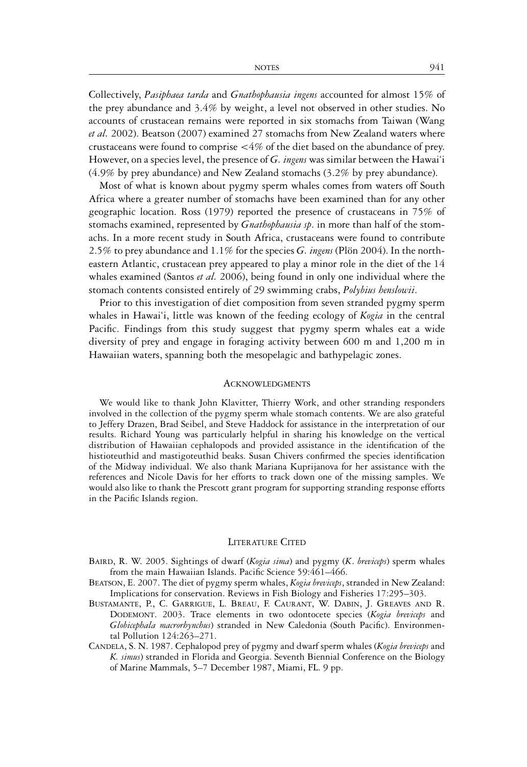Collectively, *Pasiphaea tarda* and *Gnathophausia ingens* accounted for almost 15% of the prey abundance and 3.4% by weight, a level not observed in other studies. No accounts of crustacean remains were reported in six stomachs from Taiwan (Wang *et al.* 2002). Beatson (2007) examined 27 stomachs from New Zealand waters where crustaceans were found to comprise <4% of the diet based on the abundance of prey. However, on a species level, the presence of *G. ingens* was similar between the Hawai'i (4.9% by prey abundance) and New Zealand stomachs (3.2% by prey abundance).

Most of what is known about pygmy sperm whales comes from waters off South Africa where a greater number of stomachs have been examined than for any other geographic location. Ross (1979) reported the presence of crustaceans in 75% of stomachs examined, represented by *Gnathophausia sp*. in more than half of the stomachs. In a more recent study in South Africa, crustaceans were found to contribute 2.5% to prey abundance and 1.1% for the species *G. ingens* (Plön 2004). In the northeastern Atlantic, crustacean prey appeared to play a minor role in the diet of the 14 whales examined (Santos *et al.* 2006), being found in only one individual where the stomach contents consisted entirely of 29 swimming crabs, *Polybius henslowii*.

Prior to this investigation of diet composition from seven stranded pygmy sperm whales in Hawai'i, little was known of the feeding ecology of *Kogia* in the central Pacific. Findings from this study suggest that pygmy sperm whales eat a wide diversity of prey and engage in foraging activity between 600 m and 1,200 m in Hawaiian waters, spanning both the mesopelagic and bathypelagic zones.

## Acknowledgments

We would like to thank John Klavitter, Thierry Work, and other stranding responders involved in the collection of the pygmy sperm whale stomach contents. We are also grateful to Jeffery Drazen, Brad Seibel, and Steve Haddock for assistance in the interpretation of our results. Richard Young was particularly helpful in sharing his knowledge on the vertical distribution of Hawaiian cephalopods and provided assistance in the identification of the histioteuthid and mastigoteuthid beaks. Susan Chivers confirmed the species identification of the Midway individual. We also thank Mariana Kuprijanova for her assistance with the references and Nicole Davis for her efforts to track down one of the missing samples. We would also like to thank the Prescott grant program for supporting stranding response efforts in the Pacific Islands region.

## Literature Cited

Baird, R. W. 2005. Sightings of dwarf (*Kogia sima*) and pygmy (*K. breviceps*) sperm whales from the main Hawaiian Islands. Pacific Science 59:461–466.

Beatson, E. 2007. The diet of pygmy sperm whales, *Kogia breviceps*, stranded in New Zealand: Implications for conservation. Reviews in Fish Biology and Fisheries 17:295–303.

Bustamante, P., C. Garrigue, L. Breau, F. Caurant, W. Dabin, J. Greaves and R. Dodemont. 2003. Trace elements in two odontocete species (*Kogia breviceps* and *Globicephala macrorhynchus*) stranded in New Caledonia (South Pacific). Environmental Pollution 124:263–271.

Candela, S. N. 1987. Cephalopod prey of pygmy and dwarf sperm whales (*Kogia breviceps* and *K. simus*) stranded in Florida and Georgia. Seventh Biennial Conference on the Biology of Marine Mammals, 5–7 December 1987, Miami, FL. 9 pp.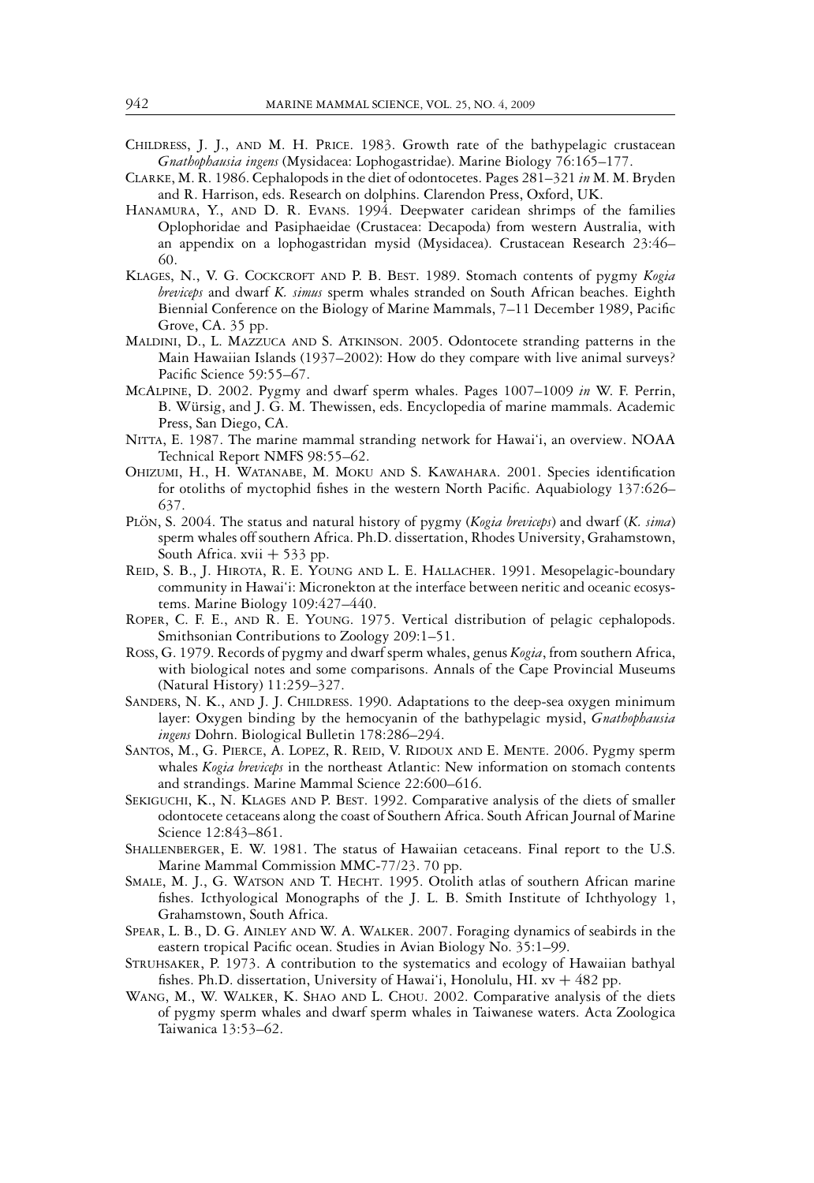Childress, J. J., and M. H. Price. 1983. Growth rate of the bathypelagic crustacean *Gnathophausia ingens* (Mysidacea: Lophogastridae). Marine Biology 76:165–177.

Clarke, M. R. 1986. Cephalopods in the diet of odontocetes. Pages 281–321 *in* M. M. Bryden and R. Harrison, eds. Research on dolphins. Clarendon Press, Oxford, UK.

Hanamura, Y., and D. R. Evans. 1994. Deepwater caridean shrimps of the families Oplophoridae and Pasiphaeidae (Crustacea: Decapoda) from western Australia, with an appendix on a lophogastridan mysid (Mysidacea). Crustacean Research 23:46–60.

Klages, N., V. G. Cockcroft and P. B. Best. 1989. Stomach contents of pygmy *Kogia breviceps* and dwarf *K. simus* sperm whales stranded on South African beaches. Eighth Biennial Conference on the Biology of Marine Mammals, 7–11 December 1989, Pacific Grove, CA. 35 pp.

Maldini, D., L. Mazzuca and S. Atkinson. 2005. Odontocete stranding patterns in the Main Hawaiian Islands (1937–2002): How do they compare with live animal surveys? Pacific Science 59:55–67.

McAlpine, D. 2002. Pygmy and dwarf sperm whales. Pages 1007–1009 *in* W. F. Perrin, B. Würsig, and J. G. M. Thewissen, eds. Encyclopedia of marine mammals. Academic Press, San Diego, CA.

Nitta, E. 1987. The marine mammal stranding network for Hawai'i, an overview. NOAA Technical Report NMFS 98:55–62.

Ohizumi, H., H. Watanabe, M. Moku and S. Kawahara. 2001. Species identification for otoliths of myctophid fishes in the western North Pacific. Aquabiology 137:626–637.

Plön, S. 2004. The status and natural history of pygmy (*Kogia breviceps*) and dwarf (*K. sima*) sperm whales off southern Africa. Ph.D. dissertation, Rhodes University, Grahamstown, South Africa. xvii + 533 pp.

Reid, S. B., J. Hirota, R. E. Young and L. E. Hallacher. 1991. Mesopelagic-boundary community in Hawai'i: Micronekton at the interface between neritic and oceanic ecosystems. Marine Biology 109:427–440.

Roper, C. F. E., and R. E. Young. 1975. Vertical distribution of pelagic cephalopods. Smithsonian Contributions to Zoology 209:1–51.

Ross, G. 1979. Records of pygmy and dwarf sperm whales, genus *Kogia*, from southern Africa, with biological notes and some comparisons. Annals of the Cape Provincial Museums (Natural History) 11:259–327.

Sanders, N. K., and J. J. Childress. 1990. Adaptations to the deep-sea oxygen minimum layer: Oxygen binding by the hemocyanin of the bathypelagic mysid, *Gnathophausia ingens* Dohrn. Biological Bulletin 178:286–294.

Santos, M., G. Pierce, A. Lopez, R. Reid, V. Ridoux and E. Mente. 2006. Pygmy sperm whales *Kogia breviceps* in the northeast Atlantic: New information on stomach contents and strandings. Marine Mammal Science 22:600–616.

Sekiguchi, K., N. Klages and P. Best. 1992. Comparative analysis of the diets of smaller odontocete cetaceans along the coast of Southern Africa. South African Journal of Marine Science 12:843–861.

Shallenberger, E. W. 1981. The status of Hawaiian cetaceans. Final report to the U.S. Marine Mammal Commission MMC-77/23. 70 pp.

Smale, M. J., G. Watson and T. Hecht. 1995. Otolith atlas of southern African marine fishes. Icthyological Monographs of the J. L. B. Smith Institute of Ichthyology 1, Grahamstown, South Africa.

Spear, L. B., D. G. Ainley and W. A. Walker. 2007. Foraging dynamics of seabirds in the eastern tropical Pacific ocean. Studies in Avian Biology No. 35:1–99.

Struhsaker, P. 1973. A contribution to the systematics and ecology of Hawaiian bathyal fishes. Ph.D. dissertation, University of Hawai'i, Honolulu, HI. xv + 482 pp.

Wang, M., W. Walker, K. Shao and L. Chou. 2002. Comparative analysis of the diets of pygmy sperm whales and dwarf sperm whales in Taiwanese waters. Acta Zoologica Taiwanica 13:53–62.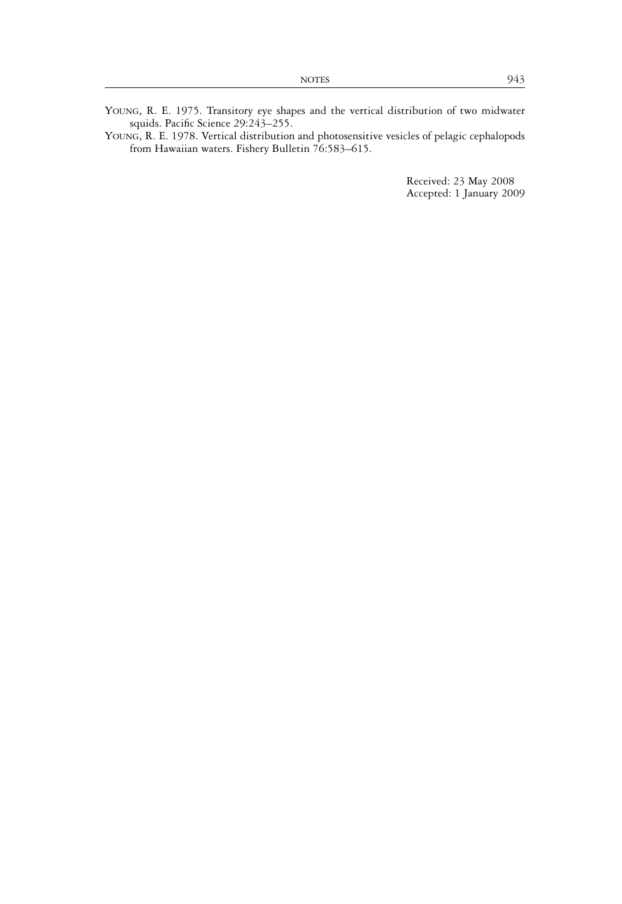Young, R. E. 1975. Transitory eye shapes and the vertical distribution of two midwater squids. Pacific Science 29:243–255.

Young, R. E. 1978. Vertical distribution and photosensitive vesicles of pelagic cephalopods from Hawaiian waters. Fishery Bulletin 76:583–615.

Received: 23 May 2008
Accepted: 1 January 2009